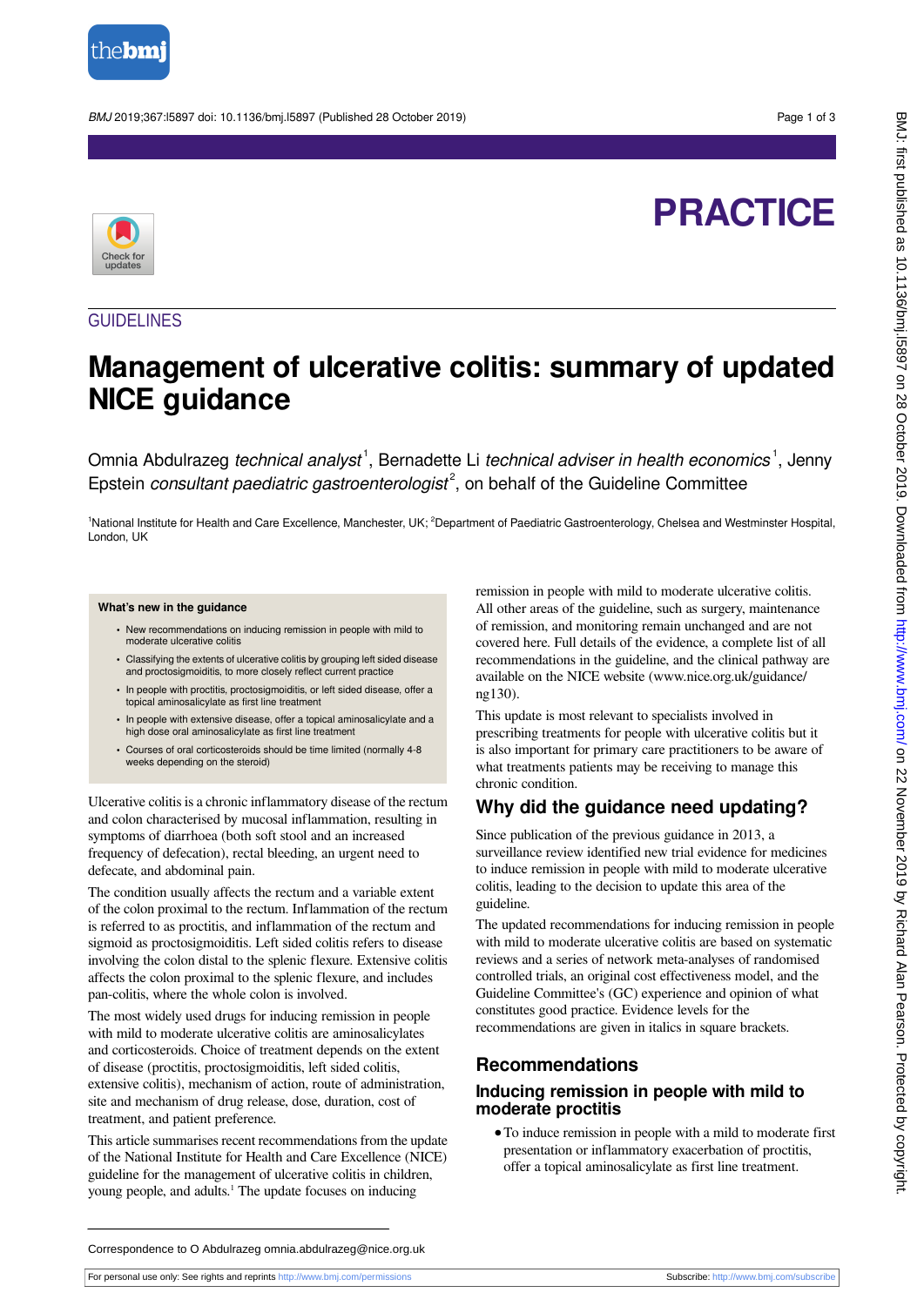PRACTICE

## GUIDELINES

# Management of ulcerative colitis: summary of updated NICE guidance

Omnia Abdulrazeg *technical analyst*[1], Bernadette Li *technical adviser in health economics*[1], Jenny Epstein *consultant paediatric gastroenterologist*[2], on behalf of the Guideline Committee

[1]National Institute for Health and Care Excellence, Manchester, UK; [2]Department of Paediatric Gastroenterology, Chelsea and Westminster Hospital, London, UK

> **What's new in the guidance**
>
> - New recommendations on inducing remission in people with mild to moderate ulcerative colitis
> - Classifying the extents of ulcerative colitis by grouping left sided disease and proctosigmoiditis, to more closely reflect current practice
> - In people with proctitis, proctosigmoiditis, or left sided disease, offer a topical aminosalicylate as first line treatment
> - In people with extensive disease, offer a topical aminosalicylate and a high dose oral aminosalicylate as first line treatment
> - Courses of oral corticosteroids should be time limited (normally 4-8 weeks depending on the steroid)

Ulcerative colitis is a chronic inflammatory disease of the rectum and colon characterised by mucosal inflammation, resulting in symptoms of diarrhoea (both soft stool and an increased frequency of defecation), rectal bleeding, an urgent need to defecate, and abdominal pain.

The condition usually affects the rectum and a variable extent of the colon proximal to the rectum. Inflammation of the rectum is referred to as proctitis, and inflammation of the rectum and sigmoid as proctosigmoiditis. Left sided colitis refers to disease involving the colon distal to the splenic flexure. Extensive colitis affects the colon proximal to the splenic flexure, and includes pan-colitis, where the whole colon is involved.

The most widely used drugs for inducing remission in people with mild to moderate ulcerative colitis are aminosalicylates and corticosteroids. Choice of treatment depends on the extent of disease (proctitis, proctosigmoiditis, left sided colitis, extensive colitis), mechanism of action, route of administration, site and mechanism of drug release, dose, duration, cost of treatment, and patient preference.

This article summarises recent recommendations from the update of the National Institute for Health and Care Excellence (NICE) guideline for the management of ulcerative colitis in children, young people, and adults.[1] The update focuses on inducing remission in people with mild to moderate ulcerative colitis. All other areas of the guideline, such as surgery, maintenance of remission, and monitoring remain unchanged and are not covered here. Full details of the evidence, a complete list of all recommendations in the guideline, and the clinical pathway are available on the NICE website (www.nice.org.uk/guidance/ng130).

This update is most relevant to specialists involved in prescribing treatments for people with ulcerative colitis but it is also important for primary care practitioners to be aware of what treatments patients may be receiving to manage this chronic condition.

## Why did the guidance need updating?

Since publication of the previous guidance in 2013, a surveillance review identified new trial evidence for medicines to induce remission in people with mild to moderate ulcerative colitis, leading to the decision to update this area of the guideline.

The updated recommendations for inducing remission in people with mild to moderate ulcerative colitis are based on systematic reviews and a series of network meta-analyses of randomised controlled trials, an original cost effectiveness model, and the Guideline Committee's (GC) experience and opinion of what constitutes good practice. Evidence levels for the recommendations are given in italics in square brackets.

## Recommendations

### Inducing remission in people with mild to moderate proctitis

- To induce remission in people with a mild to moderate first presentation or inflammatory exacerbation of proctitis, offer a topical aminosalicylate as first line treatment.

Correspondence to O Abdulrazeg omnia.abdulrazeg@nice.org.uk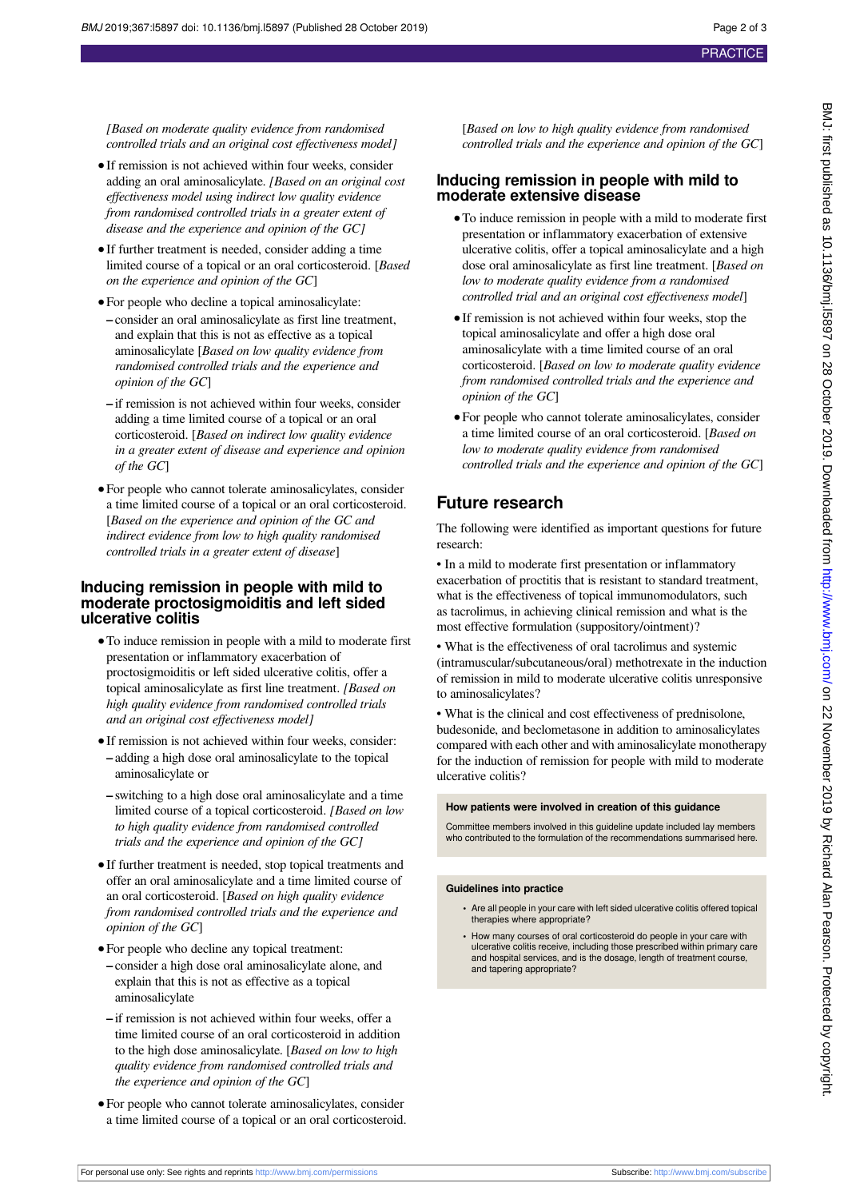*[Based on moderate quality evidence from randomised controlled trials and an original cost effectiveness model]*

- If remission is not achieved within four weeks, consider adding an oral aminosalicylate. *[Based on an original cost effectiveness model using indirect low quality evidence from randomised controlled trials in a greater extent of disease and the experience and opinion of the GC]*
- If further treatment is needed, consider adding a time limited course of a topical or an oral corticosteroid. [*Based on the experience and opinion of the GC*]
- For people who decline a topical aminosalicylate:
  - consider an oral aminosalicylate as first line treatment, and explain that this is not as effective as a topical aminosalicylate [*Based on low quality evidence from randomised controlled trials and the experience and opinion of the GC*]
  - if remission is not achieved within four weeks, consider adding a time limited course of a topical or an oral corticosteroid. [*Based on indirect low quality evidence in a greater extent of disease and experience and opinion of the GC*]
- For people who cannot tolerate aminosalicylates, consider a time limited course of a topical or an oral corticosteroid. [*Based on the experience and opinion of the GC and indirect evidence from low to high quality randomised controlled trials in a greater extent of disease*]

## Inducing remission in people with mild to moderate proctosigmoiditis and left sided ulcerative colitis

- To induce remission in people with a mild to moderate first presentation or inflammatory exacerbation of proctosigmoiditis or left sided ulcerative colitis, offer a topical aminosalicylate as first line treatment. *[Based on high quality evidence from randomised controlled trials and an original cost effectiveness model]*
- If remission is not achieved within four weeks, consider:
  - adding a high dose oral aminosalicylate to the topical aminosalicylate or
  - switching to a high dose oral aminosalicylate and a time limited course of a topical corticosteroid. *[Based on low to high quality evidence from randomised controlled trials and the experience and opinion of the GC]*
- If further treatment is needed, stop topical treatments and offer an oral aminosalicylate and a time limited course of an oral corticosteroid. [*Based on high quality evidence from randomised controlled trials and the experience and opinion of the GC*]
- For people who decline any topical treatment:
  - consider a high dose oral aminosalicylate alone, and explain that this is not as effective as a topical aminosalicylate
  - if remission is not achieved within four weeks, offer a time limited course of an oral corticosteroid in addition to the high dose aminosalicylate. [*Based on low to high quality evidence from randomised controlled trials and the experience and opinion of the GC*]
- For people who cannot tolerate aminosalicylates, consider a time limited course of a topical or an oral corticosteroid. [*Based on low to high quality evidence from randomised controlled trials and the experience and opinion of the GC*]

## Inducing remission in people with mild to moderate extensive disease

- To induce remission in people with a mild to moderate first presentation or inflammatory exacerbation of extensive ulcerative colitis, offer a topical aminosalicylate and a high dose oral aminosalicylate as first line treatment. [*Based on low to moderate quality evidence from a randomised controlled trial and an original cost effectiveness model*]
- If remission is not achieved within four weeks, stop the topical aminosalicylate and offer a high dose oral aminosalicylate with a time limited course of an oral corticosteroid. [*Based on low to moderate quality evidence from randomised controlled trials and the experience and opinion of the GC*]
- For people who cannot tolerate aminosalicylates, consider a time limited course of an oral corticosteroid. [*Based on low to moderate quality evidence from randomised controlled trials and the experience and opinion of the GC*]

## Future research

The following were identified as important questions for future research:

- In a mild to moderate first presentation or inflammatory exacerbation of proctitis that is resistant to standard treatment, what is the effectiveness of topical immunomodulators, such as tacrolimus, in achieving clinical remission and what is the most effective formulation (suppository/ointment)?
- What is the effectiveness of oral tacrolimus and systemic (intramuscular/subcutaneous/oral) methotrexate in the induction of remission in mild to moderate ulcerative colitis unresponsive to aminosalicylates?
- What is the clinical and cost effectiveness of prednisolone, budesonide, and beclometasone in addition to aminosalicylates compared with each other and with aminosalicylate monotherapy for the induction of remission for people with mild to moderate ulcerative colitis?

**How patients were involved in creation of this guidance**

Committee members involved in this guideline update included lay members who contributed to the formulation of the recommendations summarised here.

**Guidelines into practice**

- Are all people in your care with left sided ulcerative colitis offered topical therapies where appropriate?
- How many courses of oral corticosteroid do people in your care with ulcerative colitis receive, including those prescribed within primary care and hospital services, and is the dosage, length of treatment course, and tapering appropriate?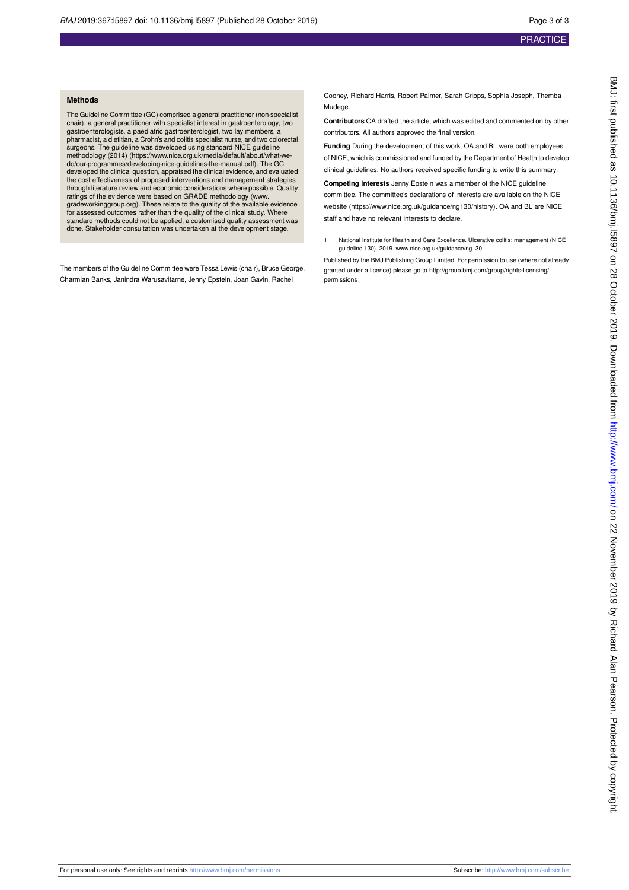**Methods**

The Guideline Committee (GC) comprised a general practitioner (non-specialist chair), a general practitioner with specialist interest in gastroenterology, two gastroenterologists, a paediatric gastroenterologist, two lay members, a pharmacist, a dietitian, a Crohn's and colitis specialist nurse, and two colorectal surgeons. The guideline was developed using standard NICE guideline methodology (2014) (https://www.nice.org.uk/media/default/about/what-we-do/our-programmes/developing-nice-guidelines-the-manual.pdf). The GC developed the clinical question, appraised the clinical evidence, and evaluated the cost effectiveness of proposed interventions and management strategies through literature review and economic considerations where possible. Quality ratings of the evidence were based on GRADE methodology (www.gradeworkinggroup.org). These relate to the quality of the available evidence for assessed outcomes rather than the quality of the clinical study. Where standard methods could not be applied, a customised quality assessment was done. Stakeholder consultation was undertaken at the development stage.

The members of the Guideline Committee were Tessa Lewis (chair), Bruce George, Charmian Banks, Janindra Warusavitarne, Jenny Epstein, Joan Gavin, Rachel Cooney, Richard Harris, Robert Palmer, Sarah Cripps, Sophia Joseph, Themba Mudege.

**Contributors** OA drafted the article, which was edited and commented on by other contributors. All authors approved the final version.

**Funding** During the development of this work, OA and BL were both employees of NICE, which is commissioned and funded by the Department of Health to develop clinical guidelines. No authors received specific funding to write this summary.

**Competing interests** Jenny Epstein was a member of the NICE guideline committee. The committee's declarations of interests are available on the NICE website (https://www.nice.org.uk/guidance/ng130/history). OA and BL are NICE staff and have no relevant interests to declare.

1 National Institute for Health and Care Excellence. Ulcerative colitis: management (NICE guideline 130). 2019. www.nice.org.uk/guidance/ng130.

Published by the BMJ Publishing Group Limited. For permission to use (where not already granted under a licence) please go to http://group.bmj.com/group/rights-licensing/permissions